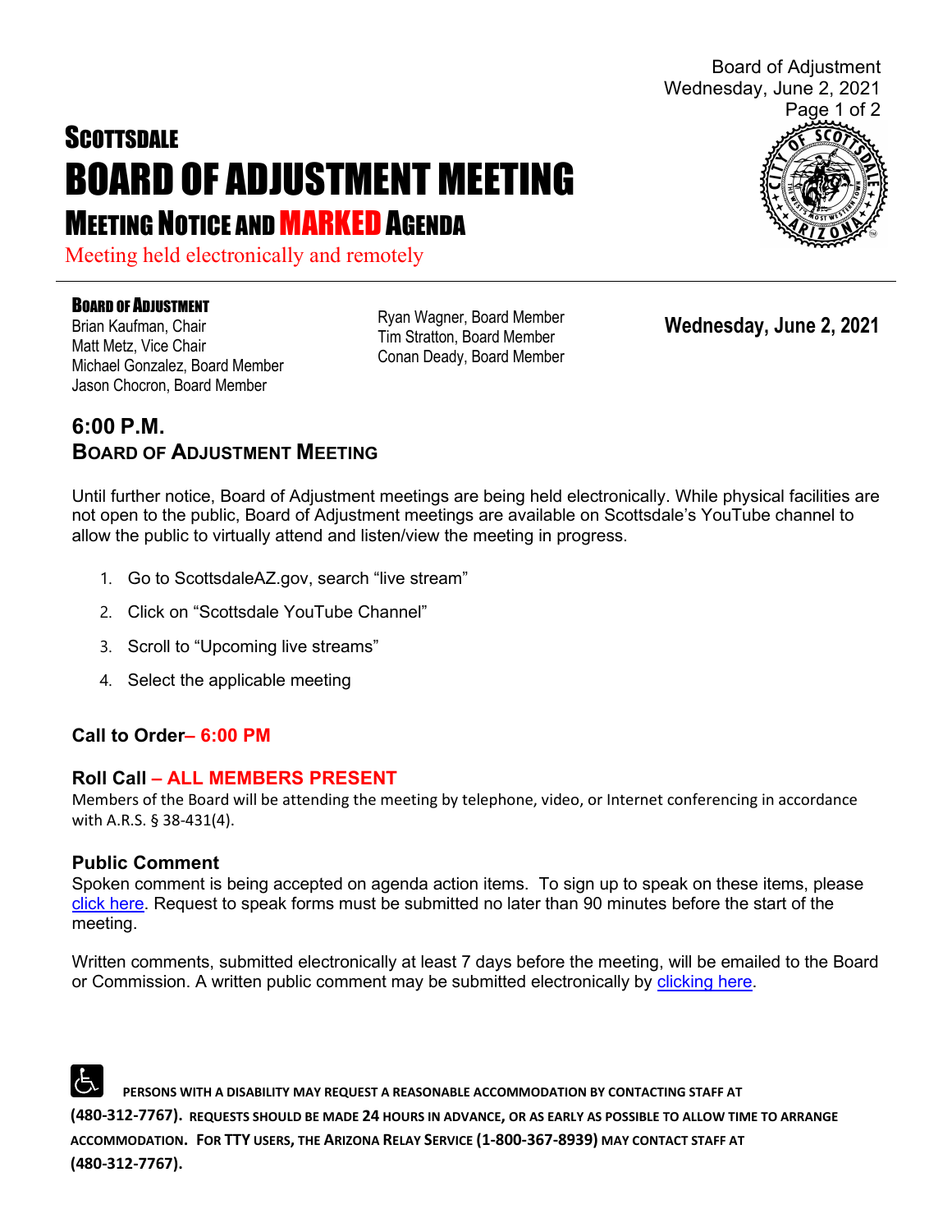# SCOTTSDALE
# BOARD OF ADJUSTMENT MEETING
## MEETING NOTICE AND MARKED AGENDA

Meeting held electronically and remotely

**BOARD OF ADJUSTMENT**

Brian Kaufman, Chair
Matt Metz, Vice Chair
Michael Gonzalez, Board Member
Jason Chocron, Board Member
Ryan Wagner, Board Member
Tim Stratton, Board Member
Conan Deady, Board Member

**Wednesday, June 2, 2021**

## 6:00 P.M.
## BOARD OF ADJUSTMENT MEETING

Until further notice, Board of Adjustment meetings are being held electronically. While physical facilities are not open to the public, Board of Adjustment meetings are available on Scottsdale's YouTube channel to allow the public to virtually attend and listen/view the meeting in progress.

1. Go to ScottsdaleAZ.gov, search "live stream"
2. Click on "Scottsdale YouTube Channel"
3. Scroll to "Upcoming live streams"
4. Select the applicable meeting

### Call to Order– 6:00 PM

### Roll Call – ALL MEMBERS PRESENT

Members of the Board will be attending the meeting by telephone, video, or Internet conferencing in accordance with A.R.S. § 38-431(4).

### Public Comment

Spoken comment is being accepted on agenda action items. To sign up to speak on these items, please click here. Request to speak forms must be submitted no later than 90 minutes before the start of the meeting.

Written comments, submitted electronically at least 7 days before the meeting, will be emailed to the Board or Commission. A written public comment may be submitted electronically by clicking here.

**PERSONS WITH A DISABILITY MAY REQUEST A REASONABLE ACCOMMODATION BY CONTACTING STAFF AT (480-312-7767). REQUESTS SHOULD BE MADE 24 HOURS IN ADVANCE, OR AS EARLY AS POSSIBLE TO ALLOW TIME TO ARRANGE ACCOMMODATION. FOR TTY USERS, THE ARIZONA RELAY SERVICE (1-800-367-8939) MAY CONTACT STAFF AT (480-312-7767).**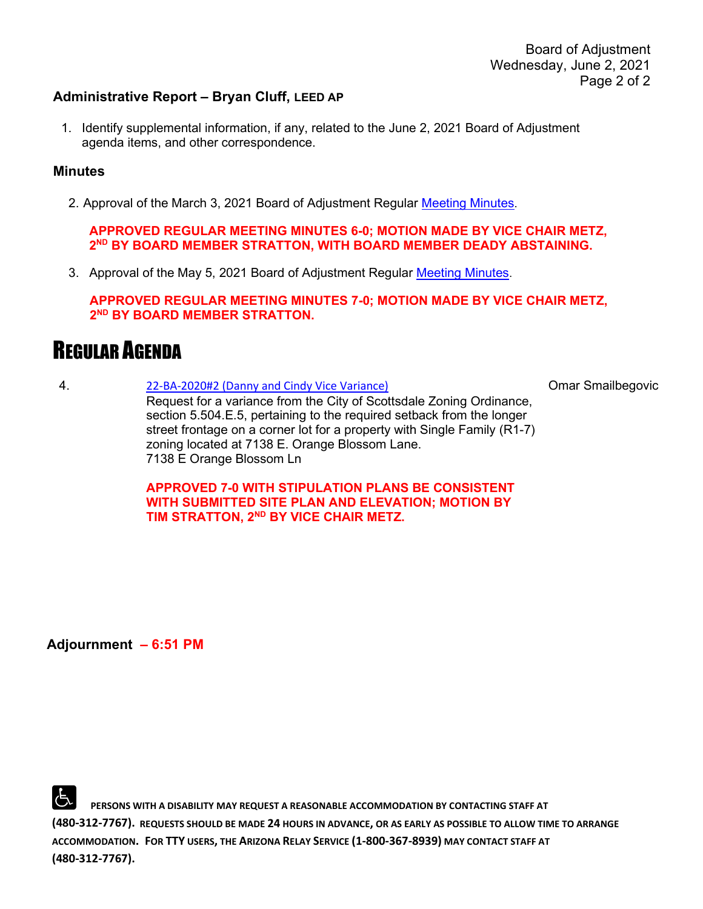### Administrative Report – Bryan Cluff, LEED AP

1. Identify supplemental information, if any, related to the June 2, 2021 Board of Adjustment agenda items, and other correspondence.

### Minutes

2. Approval of the March 3, 2021 Board of Adjustment Regular Meeting Minutes.

   **APPROVED REGULAR MEETING MINUTES 6-0; MOTION MADE BY VICE CHAIR METZ, 2ND BY BOARD MEMBER STRATTON, WITH BOARD MEMBER DEADY ABSTAINING.**

3. Approval of the May 5, 2021 Board of Adjustment Regular Meeting Minutes.

   **APPROVED REGULAR MEETING MINUTES 7-0; MOTION MADE BY VICE CHAIR METZ, 2ND BY BOARD MEMBER STRATTON.**

# REGULAR AGENDA

4. 22-BA-2020#2 (Danny and Cindy Vice Variance) — Omar Smailbegovic

   Request for a variance from the City of Scottsdale Zoning Ordinance, section 5.504.E.5, pertaining to the required setback from the longer street frontage on a corner lot for a property with Single Family (R1-7) zoning located at 7138 E. Orange Blossom Lane.
   7138 E Orange Blossom Ln

   **APPROVED 7-0 WITH STIPULATION PLANS BE CONSISTENT WITH SUBMITTED SITE PLAN AND ELEVATION; MOTION BY TIM STRATTON, 2ND BY VICE CHAIR METZ.**

**Adjournment – 6:51 PM**

PERSONS WITH A DISABILITY MAY REQUEST A REASONABLE ACCOMMODATION BY CONTACTING STAFF AT (480-312-7767). REQUESTS SHOULD BE MADE 24 HOURS IN ADVANCE, OR AS EARLY AS POSSIBLE TO ALLOW TIME TO ARRANGE ACCOMMODATION. FOR TTY USERS, THE ARIZONA RELAY SERVICE (1-800-367-8939) MAY CONTACT STAFF AT (480-312-7767).